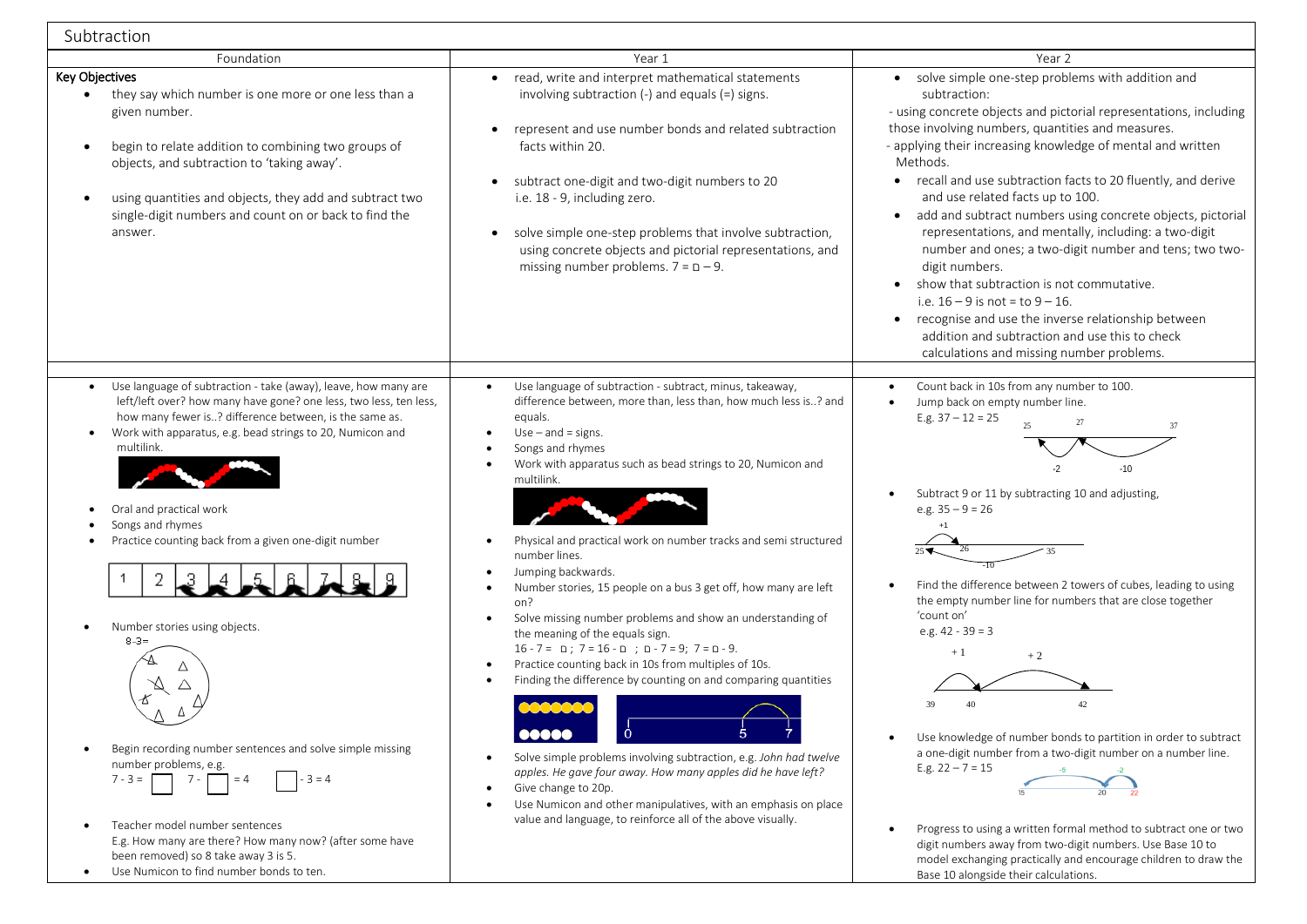# Subtraction

| Foundation | Year 1 | Year 2 |
|---|---|---|
| **Key Objectives**<br>• they say which number is one more or one less than a given number.<br>• begin to relate addition to combining two groups of objects, and subtraction to 'taking away'.<br>• using quantities and objects, they add and subtract two single-digit numbers and count on or back to find the answer. | • read, write and interpret mathematical statements involving subtraction (-) and equals (=) signs.<br>• represent and use number bonds and related subtraction facts within 20.<br>• subtract one-digit and two-digit numbers to 20 i.e. 18 - 9, including zero.<br>• solve simple one-step problems that involve subtraction, using concrete objects and pictorial representations, and missing number problems. 7 = □ – 9. | • solve simple one-step problems with addition and subtraction:<br>- using concrete objects and pictorial representations, including those involving numbers, quantities and measures.<br>- applying their increasing knowledge of mental and written Methods.<br>• recall and use subtraction facts to 20 fluently, and derive and use related facts up to 100.<br>• add and subtract numbers using concrete objects, pictorial representations, and mentally, including: a two-digit number and ones; a two-digit number and tens; two two-digit numbers.<br>• show that subtraction is not commutative. i.e. 16 – 9 is not = to 9 – 16.<br>• recognise and use the inverse relationship between addition and subtraction and use this to check calculations and missing number problems. |
| • Use language of subtraction - take (away), leave, how many are left/left over? how many have gone? one less, two less, ten less, how many fewer is..? difference between, is the same as.<br>• Work with apparatus, e.g. bead strings to 20, Numicon and multilink.<br>• Oral and practical work<br>• Songs and rhymes<br>• Practice counting back from a given one-digit number<br>1 2 3 4 5 6 7 8 9<br>• Number stories using objects.<br>8-3=<br>• Begin recording number sentences and solve simple missing number problems, e.g.<br>7 - 3 = □ 7 - □ = 4 □ - 3 = 4<br>• Teacher model number sentences<br>E.g. How many are there? How many now? (after some have been removed) so 8 take away 3 is 5.<br>• Use Numicon to find number bonds to ten. | • Use language of subtraction - subtract, minus, takeaway, difference between, more than, less than, how much less is..? and equals.<br>• Use – and = signs.<br>• Songs and rhymes<br>• Work with apparatus such as bead strings to 20, Numicon and multilink.<br>• Physical and practical work on number tracks and semi structured number lines.<br>• Jumping backwards.<br>• Number stories, 15 people on a bus 3 get off, how many are left on?<br>• Solve missing number problems and show an understanding of the meaning of the equals sign.<br>16 - 7 = □ ; 7 = 16 - □ ; □ - 7 = 9; 7 = □ - 9.<br>• Practice counting back in 10s from multiples of 10s.<br>• Finding the difference by counting on and comparing quantities<br>0 5 7<br>• Solve simple problems involving subtraction, e.g. *John had twelve apples. He gave four away. How many apples did he have left?*<br>• Give change to 20p.<br>• Use Numicon and other manipulatives, with an emphasis on place value and language, to reinforce all of the above visually. | • Count back in 10s from any number to 100.<br>• Jump back on empty number line.<br>E.g. 37 – 12 = 25<br>25 27 37<br>-2 -10<br>• Subtract 9 or 11 by subtracting 10 and adjusting, e.g. 35 – 9 = 26<br>+1<br>25 26 35<br>-10<br>• Find the difference between 2 towers of cubes, leading to using the empty number line for numbers that are close together 'count on'<br>e.g. 42 - 39 = 3<br>+ 1 + 2<br>39 40 42<br>• Use knowledge of number bonds to partition in order to subtract a one-digit number from a two-digit number on a number line.<br>E.g. 22 – 7 = 15<br>-5 -2<br>15 20 22<br>• Progress to using a written formal method to subtract one or two digit numbers away from two-digit numbers. Use Base 10 to model exchanging practically and encourage children to draw the Base 10 alongside their calculations. |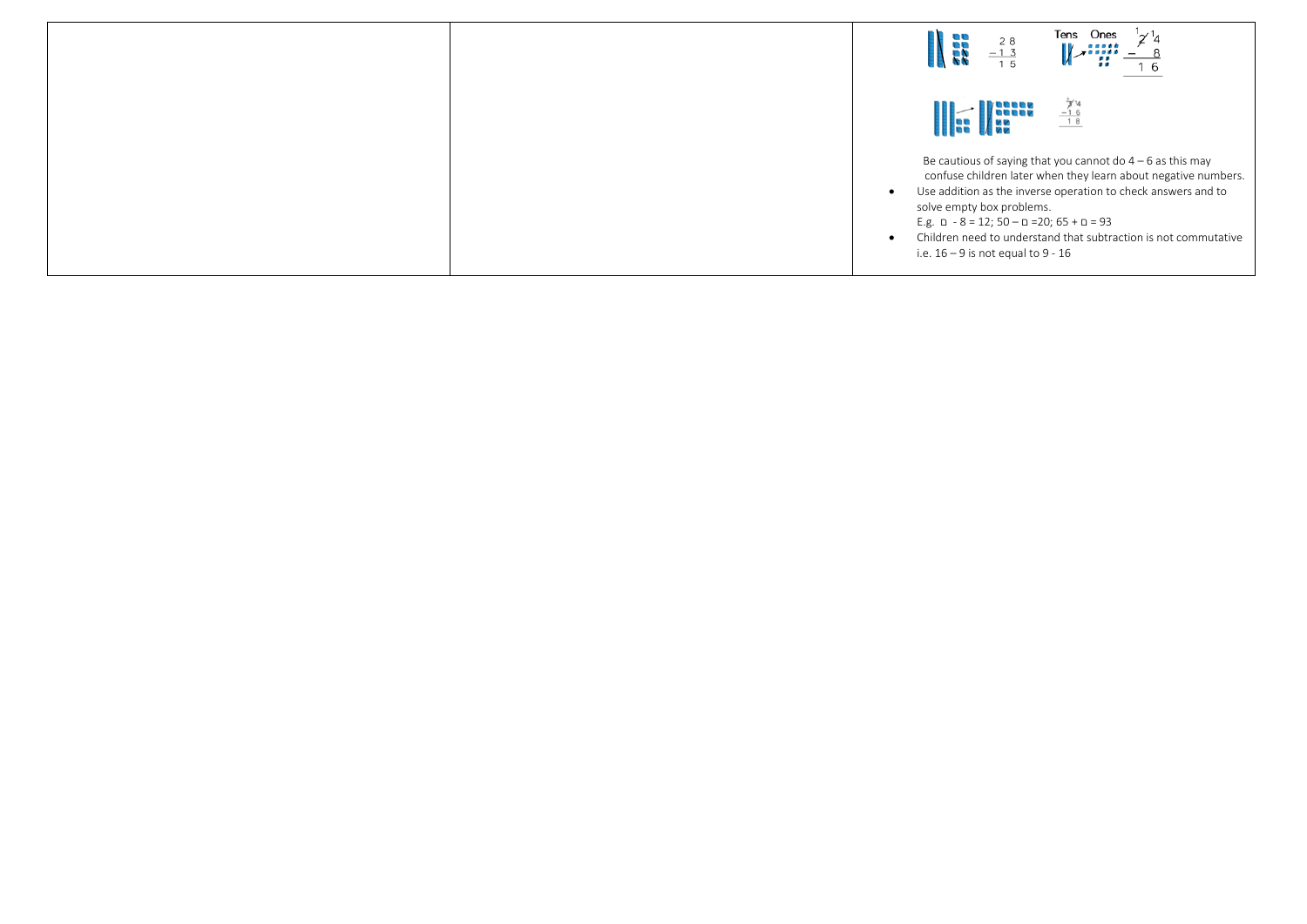| | | |
|---|---|---|
| | | $\begin{array}{r} 28 \\ -13 \\ \hline 15 \end{array}$ Tens Ones $\begin{array}{r} {}^{1}\not{2}{}^{1}4 \\ -\ \ 8 \\ \hline 16 \end{array}$ <br><br> $\begin{array}{r} {}^{2}\not{3}{}^{1}4 \\ -16 \\ \hline 18 \end{array}$ <br><br> Be cautious of saying that you cannot do 4 – 6 as this may confuse children later when they learn about negative numbers.<br>• Use addition as the inverse operation to check answers and to solve empty box problems.<br>E.g. □ - 8 = 12; 50 – □ =20; 65 + □ = 93<br>• Children need to understand that subtraction is not commutative i.e. 16 – 9 is not equal to 9 - 16 |